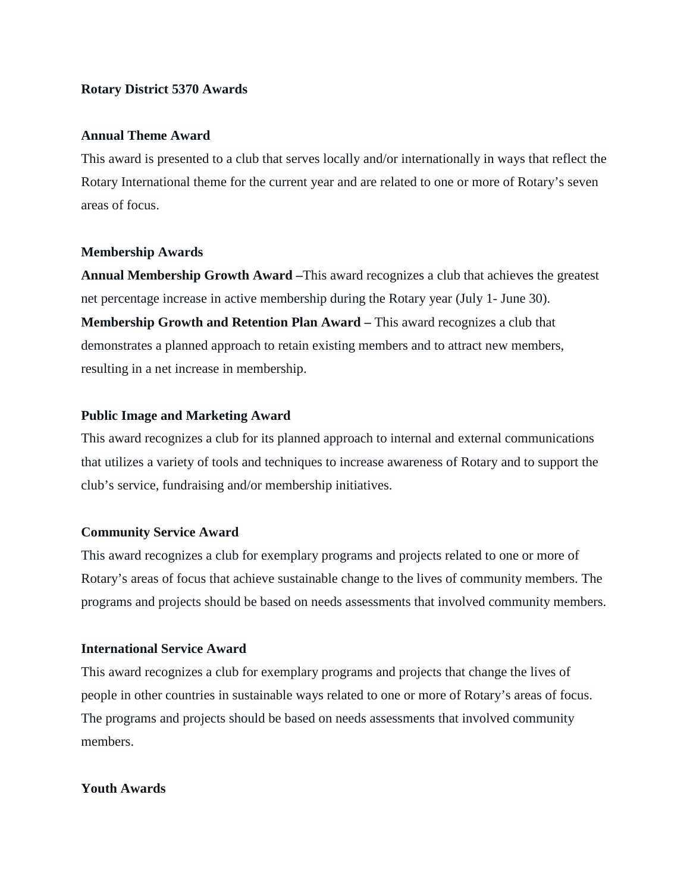**Rotary District 5370 Awards**

**Annual Theme Award**

This award is presented to a club that serves locally and/or internationally in ways that reflect the Rotary International theme for the current year and are related to one or more of Rotary's seven areas of focus.

**Membership Awards**

**Annual Membership Growth Award –**This award recognizes a club that achieves the greatest net percentage increase in active membership during the Rotary year (July 1- June 30).

**Membership Growth and Retention Plan Award –** This award recognizes a club that demonstrates a planned approach to retain existing members and to attract new members, resulting in a net increase in membership.

**Public Image and Marketing Award**

This award recognizes a club for its planned approach to internal and external communications that utilizes a variety of tools and techniques to increase awareness of Rotary and to support the club's service, fundraising and/or membership initiatives.

**Community Service Award**

This award recognizes a club for exemplary programs and projects related to one or more of Rotary's areas of focus that achieve sustainable change to the lives of community members. The programs and projects should be based on needs assessments that involved community members.

**International Service Award**

This award recognizes a club for exemplary programs and projects that change the lives of people in other countries in sustainable ways related to one or more of Rotary's areas of focus. The programs and projects should be based on needs assessments that involved community members.

**Youth Awards**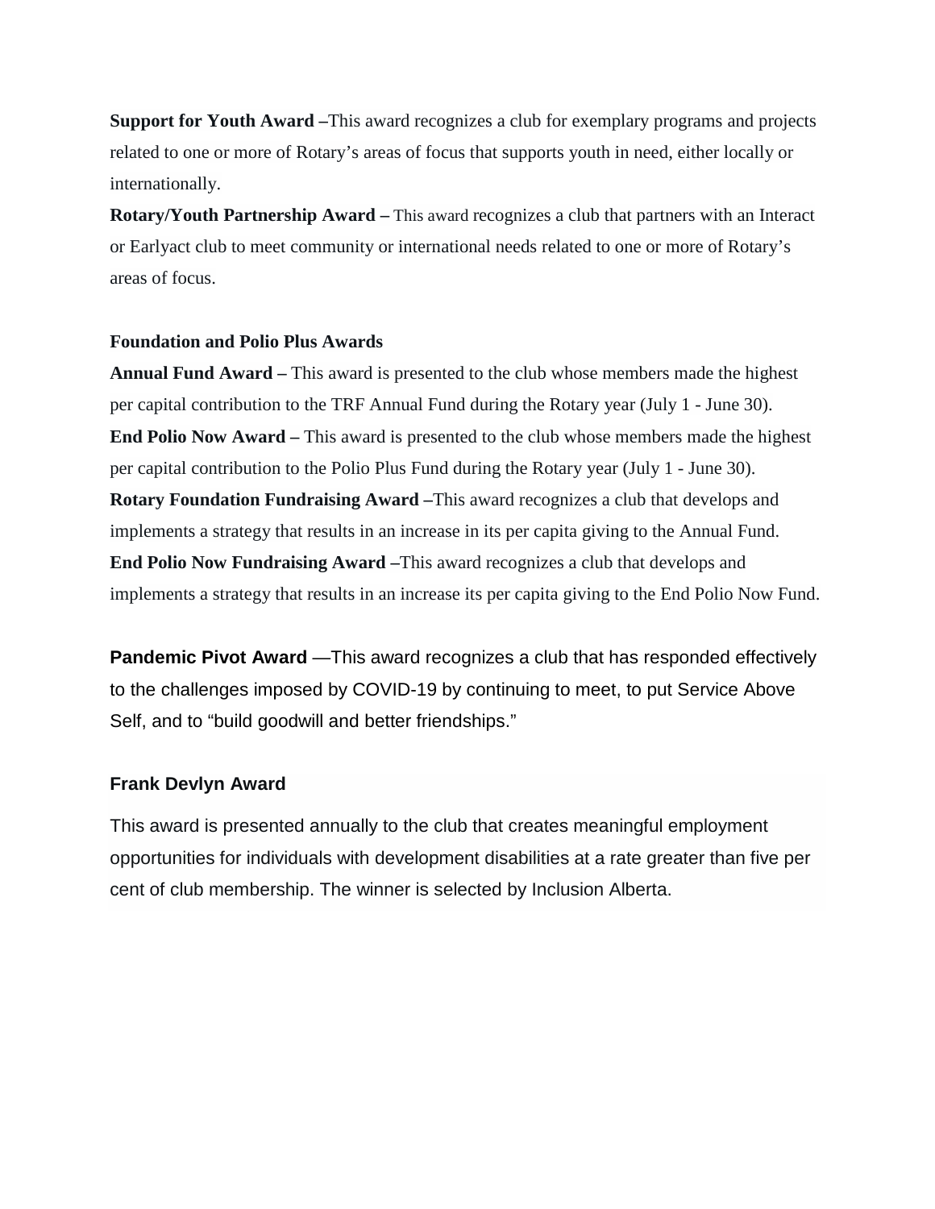**Support for Youth Award –**This award recognizes a club for exemplary programs and projects related to one or more of Rotary's areas of focus that supports youth in need, either locally or internationally.

**Rotary/Youth Partnership Award –** This award recognizes a club that partners with an Interact or Earlyact club to meet community or international needs related to one or more of Rotary's areas of focus.

### Foundation and Polio Plus Awards

**Annual Fund Award –** This award is presented to the club whose members made the highest per capital contribution to the TRF Annual Fund during the Rotary year (July 1 - June 30).

**End Polio Now Award –** This award is presented to the club whose members made the highest per capital contribution to the Polio Plus Fund during the Rotary year (July 1 - June 30).

**Rotary Foundation Fundraising Award –**This award recognizes a club that develops and implements a strategy that results in an increase in its per capita giving to the Annual Fund.

**End Polio Now Fundraising Award –**This award recognizes a club that develops and implements a strategy that results in an increase its per capita giving to the End Polio Now Fund.

**Pandemic Pivot Award** —This award recognizes a club that has responded effectively to the challenges imposed by COVID-19 by continuing to meet, to put Service Above Self, and to "build goodwill and better friendships."

### Frank Devlyn Award

This award is presented annually to the club that creates meaningful employment opportunities for individuals with development disabilities at a rate greater than five per cent of club membership. The winner is selected by Inclusion Alberta.